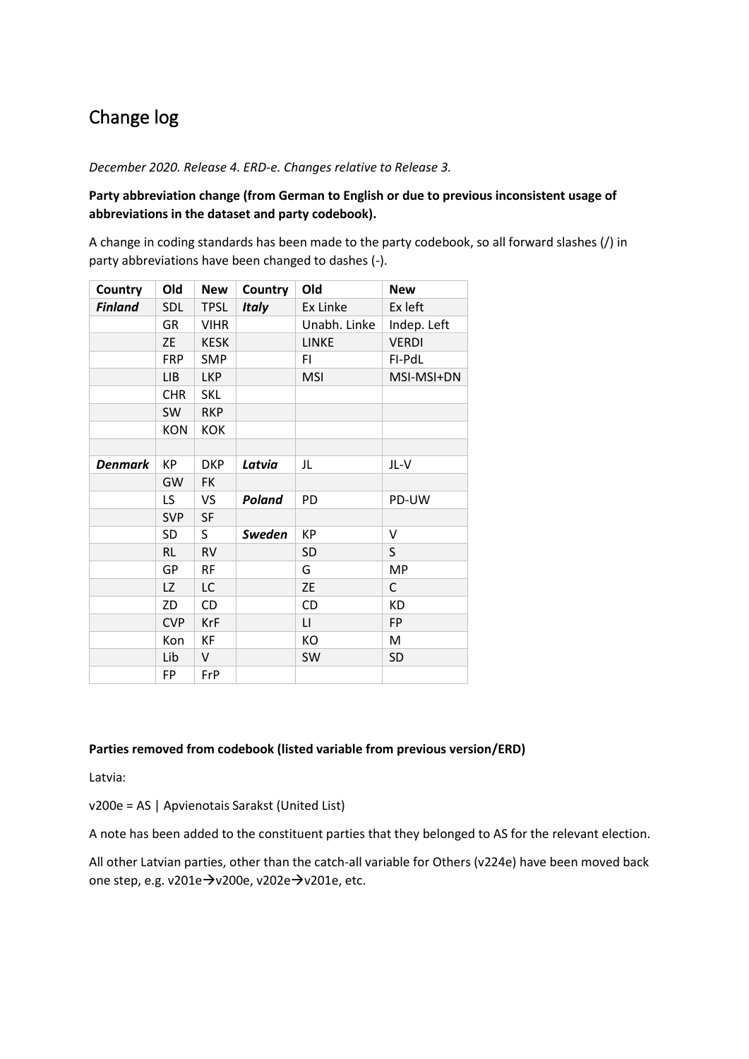# Change log

*December 2020. Release 4. ERD-e. Changes relative to Release 3.*

**Party abbreviation change (from German to English or due to previous inconsistent usage of abbreviations in the dataset and party codebook).**

A change in coding standards has been made to the party codebook, so all forward slashes (/) in party abbreviations have been changed to dashes (-).

| Country | Old | New | Country | Old | New |
|---|---|---|---|---|---|
| ***Finland*** | SDL | TPSL | ***Italy*** | Ex Linke | Ex left |
| | GR | VIHR | | Unabh. Linke | Indep. Left |
| | ZE | KESK | | LINKE | VERDI |
| | FRP | SMP | | FI | FI-PdL |
| | LIB | LKP | | MSI | MSI-MSI+DN |
| | CHR | SKL | | | |
| | SW | RKP | | | |
| | KON | KOK | | | |
| | | | | | |
| ***Denmark*** | KP | DKP | ***Latvia*** | JL | JL-V |
| | GW | FK | | | |
| | LS | VS | ***Poland*** | PD | PD-UW |
| | SVP | SF | | | |
| | SD | S | ***Sweden*** | KP | V |
| | RL | RV | | SD | S |
| | GP | RF | | G | MP |
| | LZ | LC | | ZE | C |
| | ZD | CD | | CD | KD |
| | CVP | KrF | | LI | FP |
| | Kon | KF | | KO | M |
| | Lib | V | | SW | SD |
| | FP | FrP | | | |

**Parties removed from codebook (listed variable from previous version/ERD)**

Latvia:

v200e = AS | Apvienotais Sarakst (United List)

A note has been added to the constituent parties that they belonged to AS for the relevant election.

All other Latvian parties, other than the catch-all variable for Others (v224e) have been moved back one step, e.g. v201e→v200e, v202e→v201e, etc.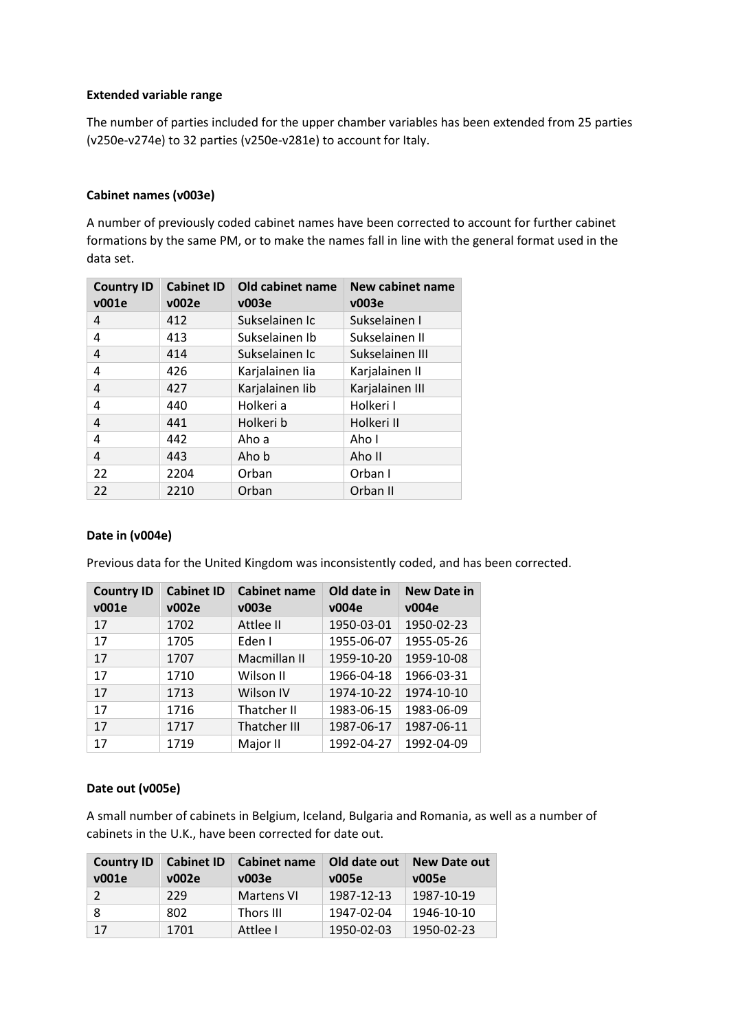**Extended variable range**

The number of parties included for the upper chamber variables has been extended from 25 parties (v250e-v274e) to 32 parties (v250e-v281e) to account for Italy.

**Cabinet names (v003e)**

A number of previously coded cabinet names have been corrected to account for further cabinet formations by the same PM, or to make the names fall in line with the general format used in the data set.

| Country ID v001e | Cabinet ID v002e | Old cabinet name v003e | New cabinet name v003e |
|---|---|---|---|
| 4 | 412 | Sukselainen Ic | Sukselainen I |
| 4 | 413 | Sukselainen Ib | Sukselainen II |
| 4 | 414 | Sukselainen Ic | Sukselainen III |
| 4 | 426 | Karjalainen Iia | Karjalainen II |
| 4 | 427 | Karjalainen Iib | Karjalainen III |
| 4 | 440 | Holkeri a | Holkeri I |
| 4 | 441 | Holkeri b | Holkeri II |
| 4 | 442 | Aho a | Aho I |
| 4 | 443 | Aho b | Aho II |
| 22 | 2204 | Orban | Orban I |
| 22 | 2210 | Orban | Orban II |

**Date in (v004e)**

Previous data for the United Kingdom was inconsistently coded, and has been corrected.

| Country ID v001e | Cabinet ID v002e | Cabinet name v003e | Old date in v004e | New Date in v004e |
|---|---|---|---|---|
| 17 | 1702 | Attlee II | 1950-03-01 | 1950-02-23 |
| 17 | 1705 | Eden I | 1955-06-07 | 1955-05-26 |
| 17 | 1707 | Macmillan II | 1959-10-20 | 1959-10-08 |
| 17 | 1710 | Wilson II | 1966-04-18 | 1966-03-31 |
| 17 | 1713 | Wilson IV | 1974-10-22 | 1974-10-10 |
| 17 | 1716 | Thatcher II | 1983-06-15 | 1983-06-09 |
| 17 | 1717 | Thatcher III | 1987-06-17 | 1987-06-11 |
| 17 | 1719 | Major II | 1992-04-27 | 1992-04-09 |

**Date out (v005e)**

A small number of cabinets in Belgium, Iceland, Bulgaria and Romania, as well as a number of cabinets in the U.K., have been corrected for date out.

| Country ID v001e | Cabinet ID v002e | Cabinet name v003e | Old date out v005e | New Date out v005e |
|---|---|---|---|---|
| 2 | 229 | Martens VI | 1987-12-13 | 1987-10-19 |
| 8 | 802 | Thors III | 1947-02-04 | 1946-10-10 |
| 17 | 1701 | Attlee I | 1950-02-03 | 1950-02-23 |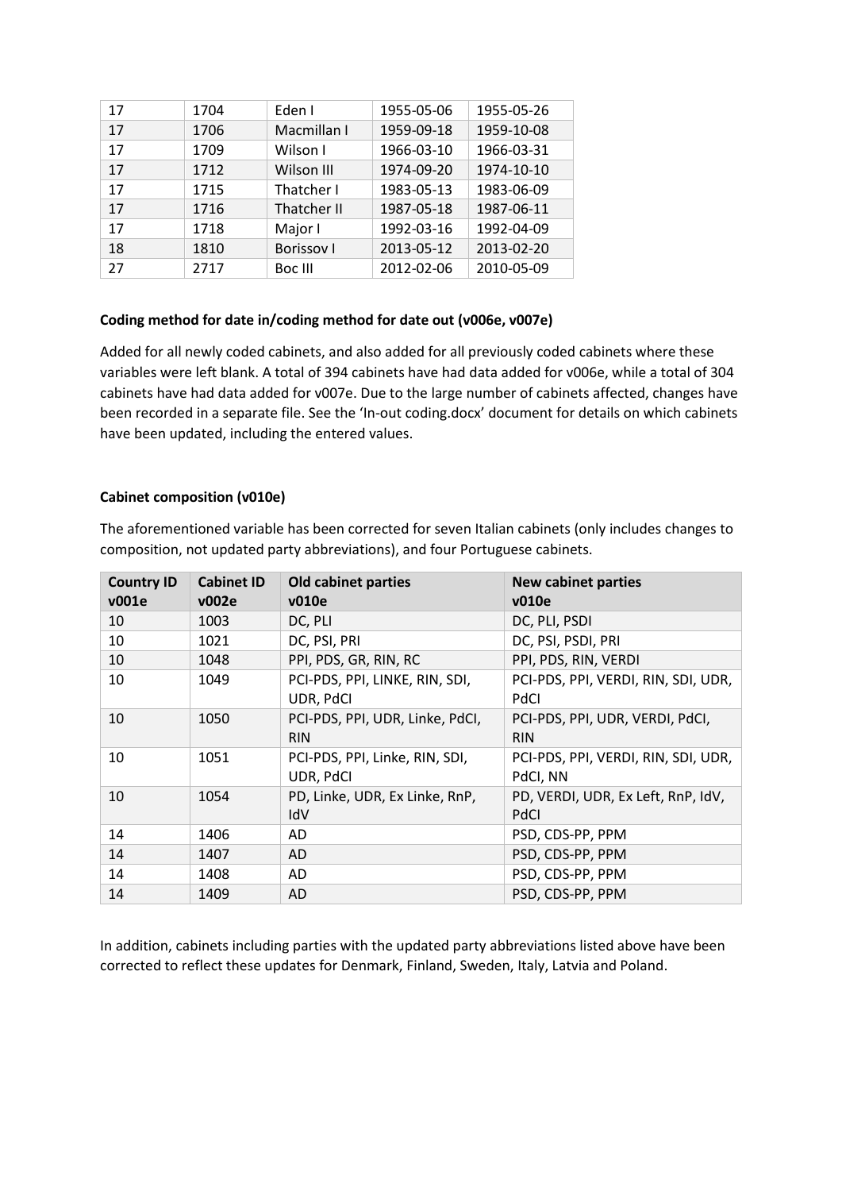| 17 | 1704 | Eden I | 1955-05-06 | 1955-05-26 |
|---|---|---|---|---|
| 17 | 1706 | Macmillan I | 1959-09-18 | 1959-10-08 |
| 17 | 1709 | Wilson I | 1966-03-10 | 1966-03-31 |
| 17 | 1712 | Wilson III | 1974-09-20 | 1974-10-10 |
| 17 | 1715 | Thatcher I | 1983-05-13 | 1983-06-09 |
| 17 | 1716 | Thatcher II | 1987-05-18 | 1987-06-11 |
| 17 | 1718 | Major I | 1992-03-16 | 1992-04-09 |
| 18 | 1810 | Borissov I | 2013-05-12 | 2013-02-20 |
| 27 | 2717 | Boc III | 2012-02-06 | 2010-05-09 |

**Coding method for date in/coding method for date out (v006e, v007e)**

Added for all newly coded cabinets, and also added for all previously coded cabinets where these variables were left blank. A total of 394 cabinets have had data added for v006e, while a total of 304 cabinets have had data added for v007e. Due to the large number of cabinets affected, changes have been recorded in a separate file. See the 'In-out coding.docx' document for details on which cabinets have been updated, including the entered values.

**Cabinet composition (v010e)**

The aforementioned variable has been corrected for seven Italian cabinets (only includes changes to composition, not updated party abbreviations), and four Portuguese cabinets.

| Country ID v001e | Cabinet ID v002e | Old cabinet parties v010e | New cabinet parties v010e |
|---|---|---|---|
| 10 | 1003 | DC, PLI | DC, PLI, PSDI |
| 10 | 1021 | DC, PSI, PRI | DC, PSI, PSDI, PRI |
| 10 | 1048 | PPI, PDS, GR, RIN, RC | PPI, PDS, RIN, VERDI |
| 10 | 1049 | PCI-PDS, PPI, LINKE, RIN, SDI, UDR, PdCI | PCI-PDS, PPI, VERDI, RIN, SDI, UDR, PdCI |
| 10 | 1050 | PCI-PDS, PPI, UDR, Linke, PdCI, RIN | PCI-PDS, PPI, UDR, VERDI, PdCI, RIN |
| 10 | 1051 | PCI-PDS, PPI, Linke, RIN, SDI, UDR, PdCI | PCI-PDS, PPI, VERDI, RIN, SDI, UDR, PdCI, NN |
| 10 | 1054 | PD, Linke, UDR, Ex Linke, RnP, IdV | PD, VERDI, UDR, Ex Left, RnP, IdV, PdCI |
| 14 | 1406 | AD | PSD, CDS-PP, PPM |
| 14 | 1407 | AD | PSD, CDS-PP, PPM |
| 14 | 1408 | AD | PSD, CDS-PP, PPM |
| 14 | 1409 | AD | PSD, CDS-PP, PPM |

In addition, cabinets including parties with the updated party abbreviations listed above have been corrected to reflect these updates for Denmark, Finland, Sweden, Italy, Latvia and Poland.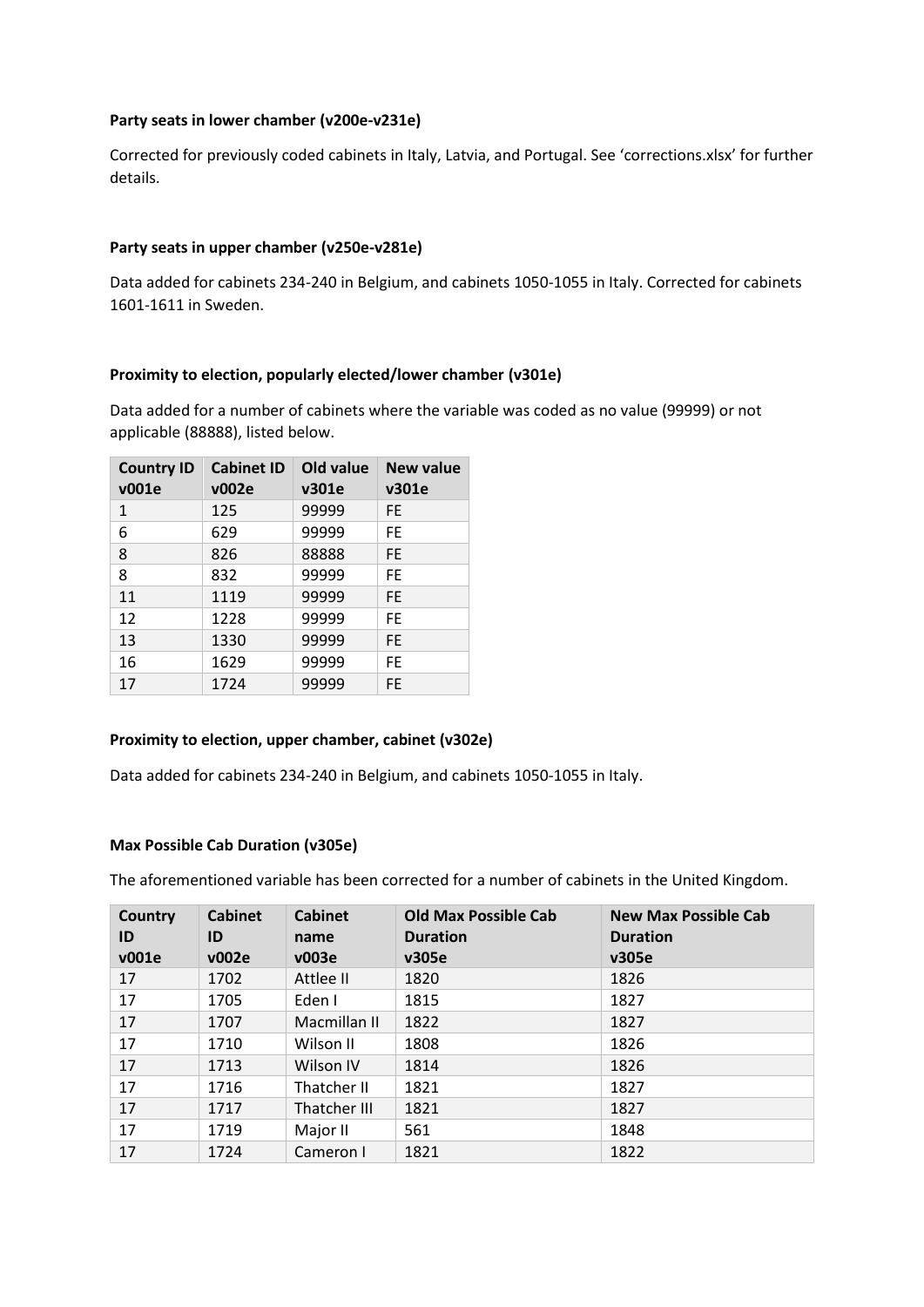**Party seats in lower chamber (v200e-v231e)**

Corrected for previously coded cabinets in Italy, Latvia, and Portugal. See 'corrections.xlsx' for further details.

**Party seats in upper chamber (v250e-v281e)**

Data added for cabinets 234-240 in Belgium, and cabinets 1050-1055 in Italy. Corrected for cabinets 1601-1611 in Sweden.

**Proximity to election, popularly elected/lower chamber (v301e)**

Data added for a number of cabinets where the variable was coded as no value (99999) or not applicable (88888), listed below.

| Country ID v001e | Cabinet ID v002e | Old value v301e | New value v301e |
|---|---|---|---|
| 1 | 125 | 99999 | FE |
| 6 | 629 | 99999 | FE |
| 8 | 826 | 88888 | FE |
| 8 | 832 | 99999 | FE |
| 11 | 1119 | 99999 | FE |
| 12 | 1228 | 99999 | FE |
| 13 | 1330 | 99999 | FE |
| 16 | 1629 | 99999 | FE |
| 17 | 1724 | 99999 | FE |

**Proximity to election, upper chamber, cabinet (v302e)**

Data added for cabinets 234-240 in Belgium, and cabinets 1050-1055 in Italy.

**Max Possible Cab Duration (v305e)**

The aforementioned variable has been corrected for a number of cabinets in the United Kingdom.

| Country ID v001e | Cabinet ID v002e | Cabinet name v003e | Old Max Possible Cab Duration v305e | New Max Possible Cab Duration v305e |
|---|---|---|---|---|
| 17 | 1702 | Attlee II | 1820 | 1826 |
| 17 | 1705 | Eden I | 1815 | 1827 |
| 17 | 1707 | Macmillan II | 1822 | 1827 |
| 17 | 1710 | Wilson II | 1808 | 1826 |
| 17 | 1713 | Wilson IV | 1814 | 1826 |
| 17 | 1716 | Thatcher II | 1821 | 1827 |
| 17 | 1717 | Thatcher III | 1821 | 1827 |
| 17 | 1719 | Major II | 561 | 1848 |
| 17 | 1724 | Cameron I | 1821 | 1822 |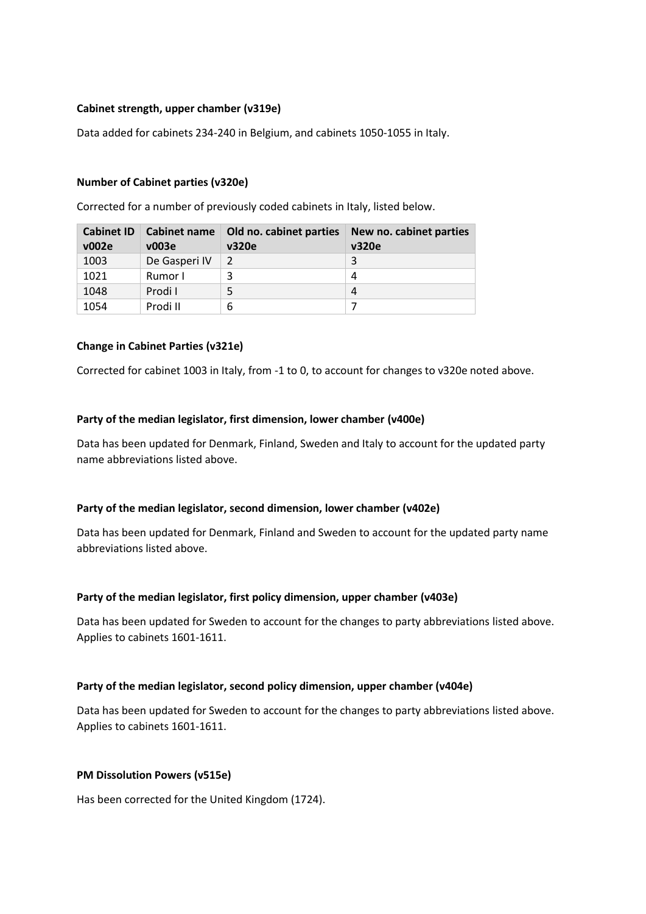**Cabinet strength, upper chamber (v319e)**

Data added for cabinets 234-240 in Belgium, and cabinets 1050-1055 in Italy.

**Number of Cabinet parties (v320e)**

Corrected for a number of previously coded cabinets in Italy, listed below.

| Cabinet ID v002e | Cabinet name v003e | Old no. cabinet parties v320e | New no. cabinet parties v320e |
|---|---|---|---|
| 1003 | De Gasperi IV | 2 | 3 |
| 1021 | Rumor I | 3 | 4 |
| 1048 | Prodi I | 5 | 4 |
| 1054 | Prodi II | 6 | 7 |

**Change in Cabinet Parties (v321e)**

Corrected for cabinet 1003 in Italy, from -1 to 0, to account for changes to v320e noted above.

**Party of the median legislator, first dimension, lower chamber (v400e)**

Data has been updated for Denmark, Finland, Sweden and Italy to account for the updated party name abbreviations listed above.

**Party of the median legislator, second dimension, lower chamber (v402e)**

Data has been updated for Denmark, Finland and Sweden to account for the updated party name abbreviations listed above.

**Party of the median legislator, first policy dimension, upper chamber (v403e)**

Data has been updated for Sweden to account for the changes to party abbreviations listed above. Applies to cabinets 1601-1611.

**Party of the median legislator, second policy dimension, upper chamber (v404e)**

Data has been updated for Sweden to account for the changes to party abbreviations listed above. Applies to cabinets 1601-1611.

**PM Dissolution Powers (v515e)**

Has been corrected for the United Kingdom (1724).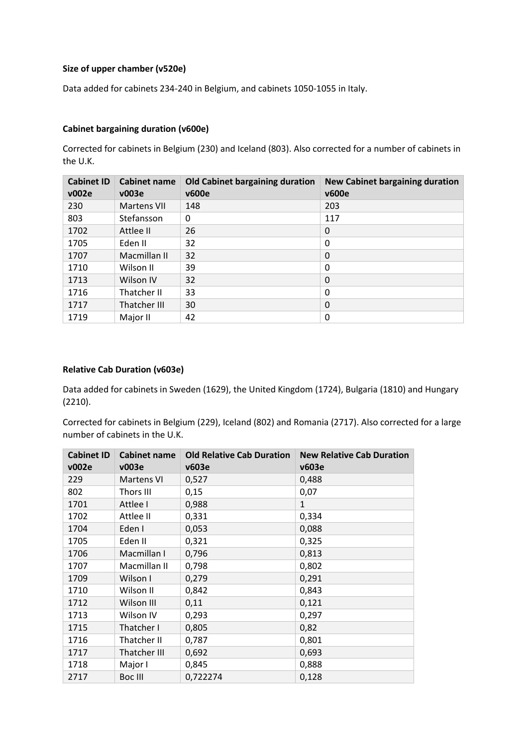**Size of upper chamber (v520e)**

Data added for cabinets 234-240 in Belgium, and cabinets 1050-1055 in Italy.

**Cabinet bargaining duration (v600e)**

Corrected for cabinets in Belgium (230) and Iceland (803). Also corrected for a number of cabinets in the U.K.

| Cabinet ID v002e | Cabinet name v003e | Old Cabinet bargaining duration v600e | New Cabinet bargaining duration v600e |
|---|---|---|---|
| 230 | Martens VII | 148 | 203 |
| 803 | Stefansson | 0 | 117 |
| 1702 | Attlee II | 26 | 0 |
| 1705 | Eden II | 32 | 0 |
| 1707 | Macmillan II | 32 | 0 |
| 1710 | Wilson II | 39 | 0 |
| 1713 | Wilson IV | 32 | 0 |
| 1716 | Thatcher II | 33 | 0 |
| 1717 | Thatcher III | 30 | 0 |
| 1719 | Major II | 42 | 0 |

**Relative Cab Duration (v603e)**

Data added for cabinets in Sweden (1629), the United Kingdom (1724), Bulgaria (1810) and Hungary (2210).

Corrected for cabinets in Belgium (229), Iceland (802) and Romania (2717). Also corrected for a large number of cabinets in the U.K.

| Cabinet ID v002e | Cabinet name v003e | Old Relative Cab Duration v603e | New Relative Cab Duration v603e |
|---|---|---|---|
| 229 | Martens VI | 0,527 | 0,488 |
| 802 | Thors III | 0,15 | 0,07 |
| 1701 | Attlee I | 0,988 | 1 |
| 1702 | Attlee II | 0,331 | 0,334 |
| 1704 | Eden I | 0,053 | 0,088 |
| 1705 | Eden II | 0,321 | 0,325 |
| 1706 | Macmillan I | 0,796 | 0,813 |
| 1707 | Macmillan II | 0,798 | 0,802 |
| 1709 | Wilson I | 0,279 | 0,291 |
| 1710 | Wilson II | 0,842 | 0,843 |
| 1712 | Wilson III | 0,11 | 0,121 |
| 1713 | Wilson IV | 0,293 | 0,297 |
| 1715 | Thatcher I | 0,805 | 0,82 |
| 1716 | Thatcher II | 0,787 | 0,801 |
| 1717 | Thatcher III | 0,692 | 0,693 |
| 1718 | Major I | 0,845 | 0,888 |
| 2717 | Boc III | 0,722274 | 0,128 |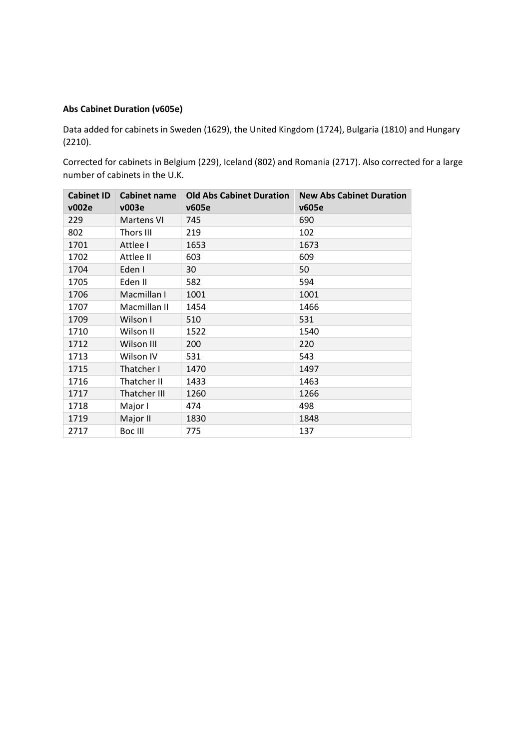**Abs Cabinet Duration (v605e)**

Data added for cabinets in Sweden (1629), the United Kingdom (1724), Bulgaria (1810) and Hungary (2210).

Corrected for cabinets in Belgium (229), Iceland (802) and Romania (2717). Also corrected for a large number of cabinets in the U.K.

| Cabinet ID v002e | Cabinet name v003e | Old Abs Cabinet Duration v605e | New Abs Cabinet Duration v605e |
|---|---|---|---|
| 229 | Martens VI | 745 | 690 |
| 802 | Thors III | 219 | 102 |
| 1701 | Attlee I | 1653 | 1673 |
| 1702 | Attlee II | 603 | 609 |
| 1704 | Eden I | 30 | 50 |
| 1705 | Eden II | 582 | 594 |
| 1706 | Macmillan I | 1001 | 1001 |
| 1707 | Macmillan II | 1454 | 1466 |
| 1709 | Wilson I | 510 | 531 |
| 1710 | Wilson II | 1522 | 1540 |
| 1712 | Wilson III | 200 | 220 |
| 1713 | Wilson IV | 531 | 543 |
| 1715 | Thatcher I | 1470 | 1497 |
| 1716 | Thatcher II | 1433 | 1463 |
| 1717 | Thatcher III | 1260 | 1266 |
| 1718 | Major I | 474 | 498 |
| 1719 | Major II | 1830 | 1848 |
| 2717 | Boc III | 775 | 137 |